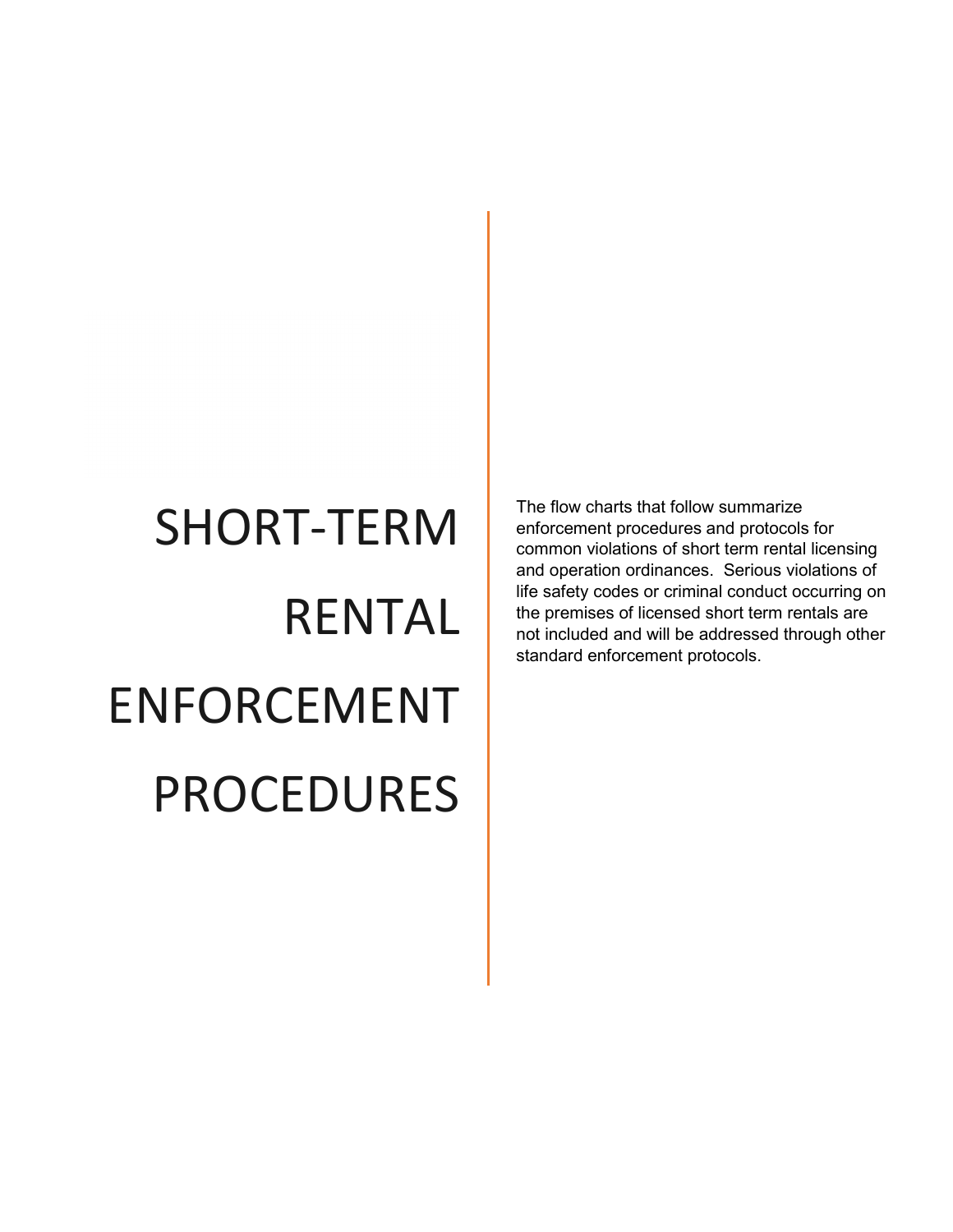# SHORT-TERM RENTAL ENFORCEMENT PROCEDURES

The flow charts that follow summarize enforcement procedures and protocols for common violations of short term rental licensing and operation ordinances. Serious violations of life safety codes or criminal conduct occurring on the premises of licensed short term rentals are not included and will be addressed through other standard enforcement protocols.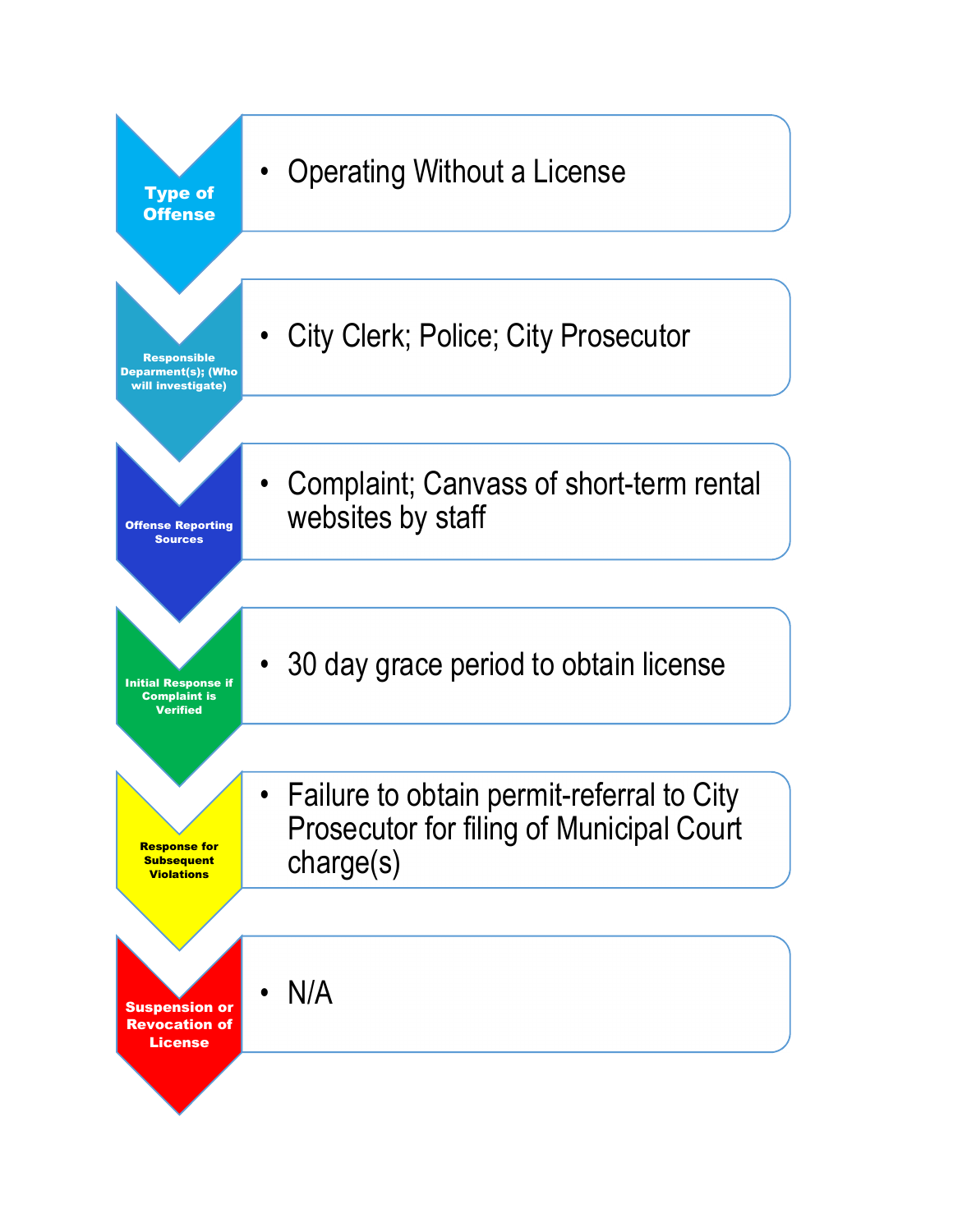| | |
|---|---|
| **Type of Offense** | Operating Without a License |
| **Responsible Deparment(s); (Who will investigate)** | City Clerk; Police; City Prosecutor |
| **Offense Reporting Sources** | Complaint; Canvass of short-term rental websites by staff |
| **Initial Response if Complaint is Verified** | 30 day grace period to obtain license |
| **Response for Subsequent Violations** | Failure to obtain permit-referral to City Prosecutor for filing of Municipal Court charge(s) |
| **Suspension or Revocation of License** | N/A |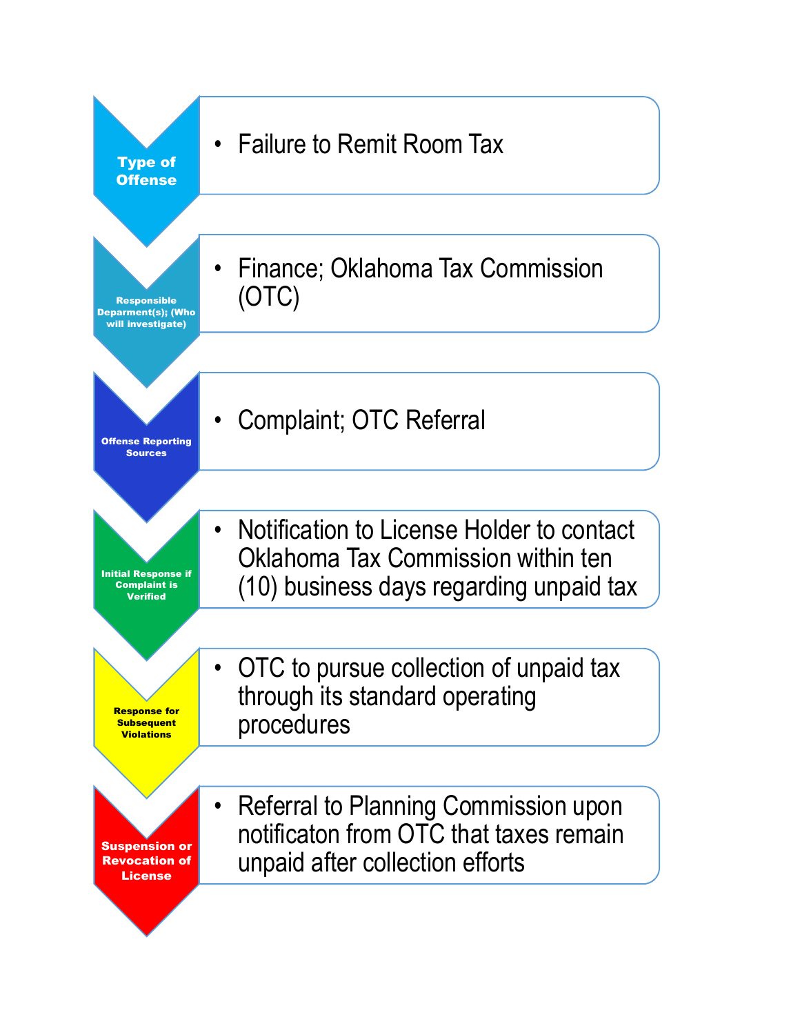**Type of Offense**

- Failure to Remit Room Tax

**Responsible Deparment(s); (Who will investigate)**

- Finance; Oklahoma Tax Commission (OTC)

**Offense Reporting Sources**

- Complaint; OTC Referral

**Initial Response if Complaint is Verified**

- Notification to License Holder to contact Oklahoma Tax Commission within ten (10) business days regarding unpaid tax

**Response for Subsequent Violations**

- OTC to pursue collection of unpaid tax through its standard operating procedures

**Suspension or Revocation of License**

- Referral to Planning Commission upon notificaton from OTC that taxes remain unpaid after collection efforts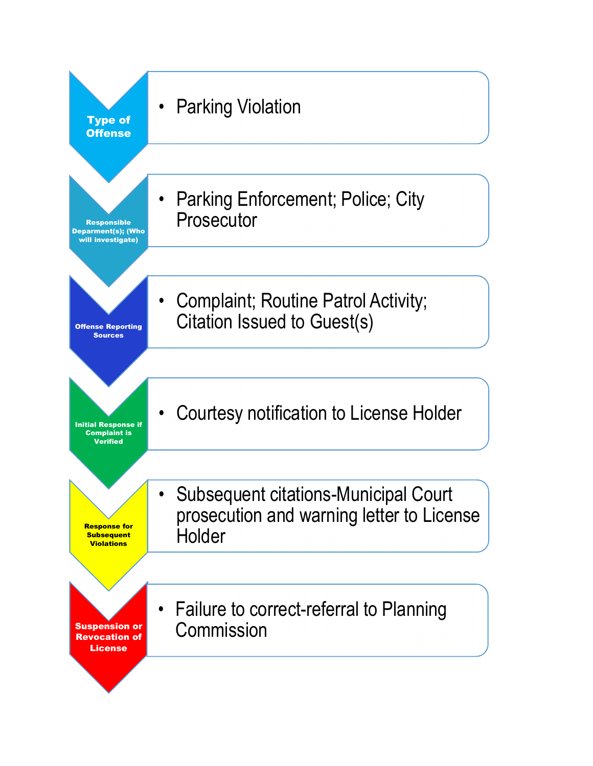**Type of Offense**

- Parking Violation

**Responsible Deparment(s); (Who will investigate)**

- Parking Enforcement; Police; City Prosecutor

**Offense Reporting Sources**

- Complaint; Routine Patrol Activity; Citation Issued to Guest(s)

**Initial Response if Complaint is Verified**

- Courtesy notification to License Holder

**Response for Subsequent Violations**

- Subsequent citations-Municipal Court prosecution and warning letter to License Holder

**Suspension or Revocation of License**

- Failure to correct-referral to Planning Commission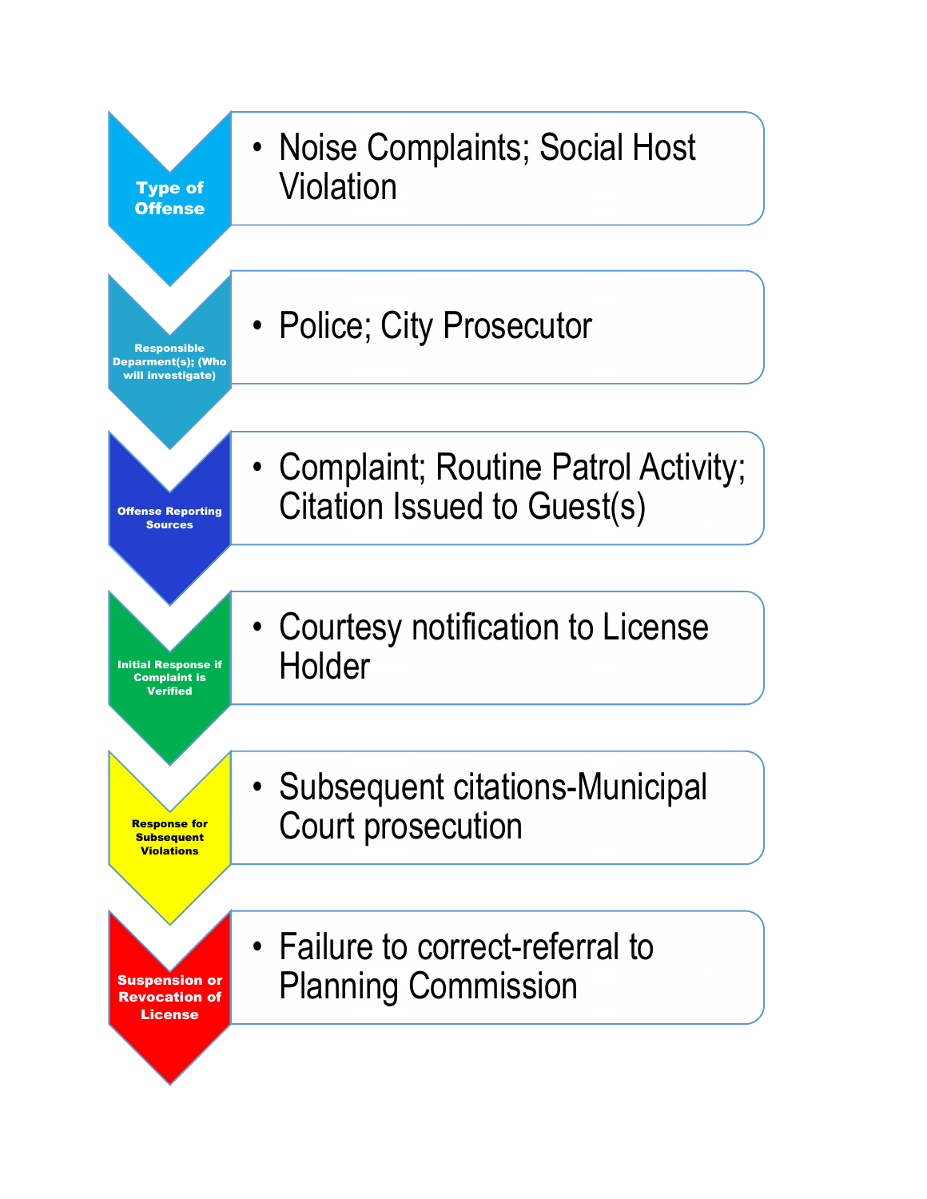| Step | Details |
| --- | --- |
| **Type of Offense** | • Noise Complaints; Social Host Violation |
| **Responsible Deparment(s); (Who will investigate)** | • Police; City Prosecutor |
| **Offense Reporting Sources** | • Complaint; Routine Patrol Activity; Citation Issued to Guest(s) |
| **Initial Response if Complaint is Verified** | • Courtesy notification to License Holder |
| **Response for Subsequent Violations** | • Subsequent citations-Municipal Court prosecution |
| **Suspension or Revocation of License** | • Failure to correct-referral to Planning Commission |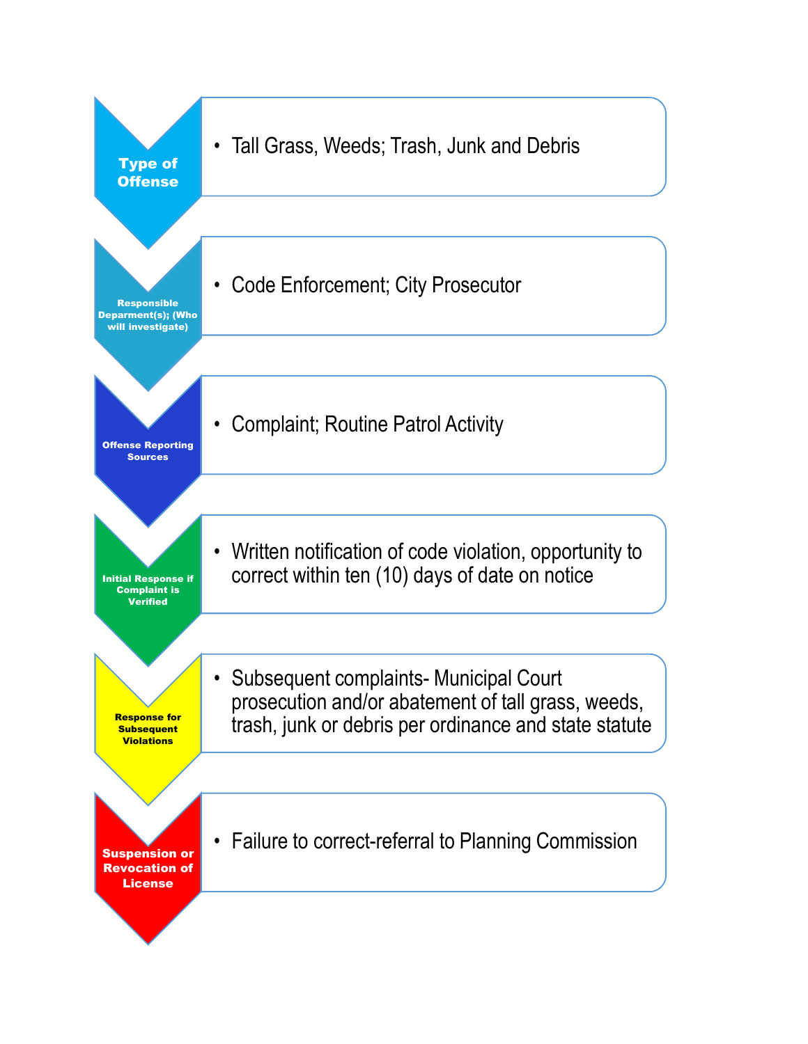| | |
|---|---|
| **Type of Offense** | Tall Grass, Weeds; Trash, Junk and Debris |
| **Responsible Deparment(s); (Who will investigate)** | Code Enforcement; City Prosecutor |
| **Offense Reporting Sources** | Complaint; Routine Patrol Activity |
| **Initial Response if Complaint is Verified** | Written notification of code violation, opportunity to correct within ten (10) days of date on notice |
| **Response for Subsequent Violations** | Subsequent complaints- Municipal Court prosecution and/or abatement of tall grass, weeds, trash, junk or debris per ordinance and state statute |
| **Suspension or Revocation of License** | Failure to correct-referral to Planning Commission |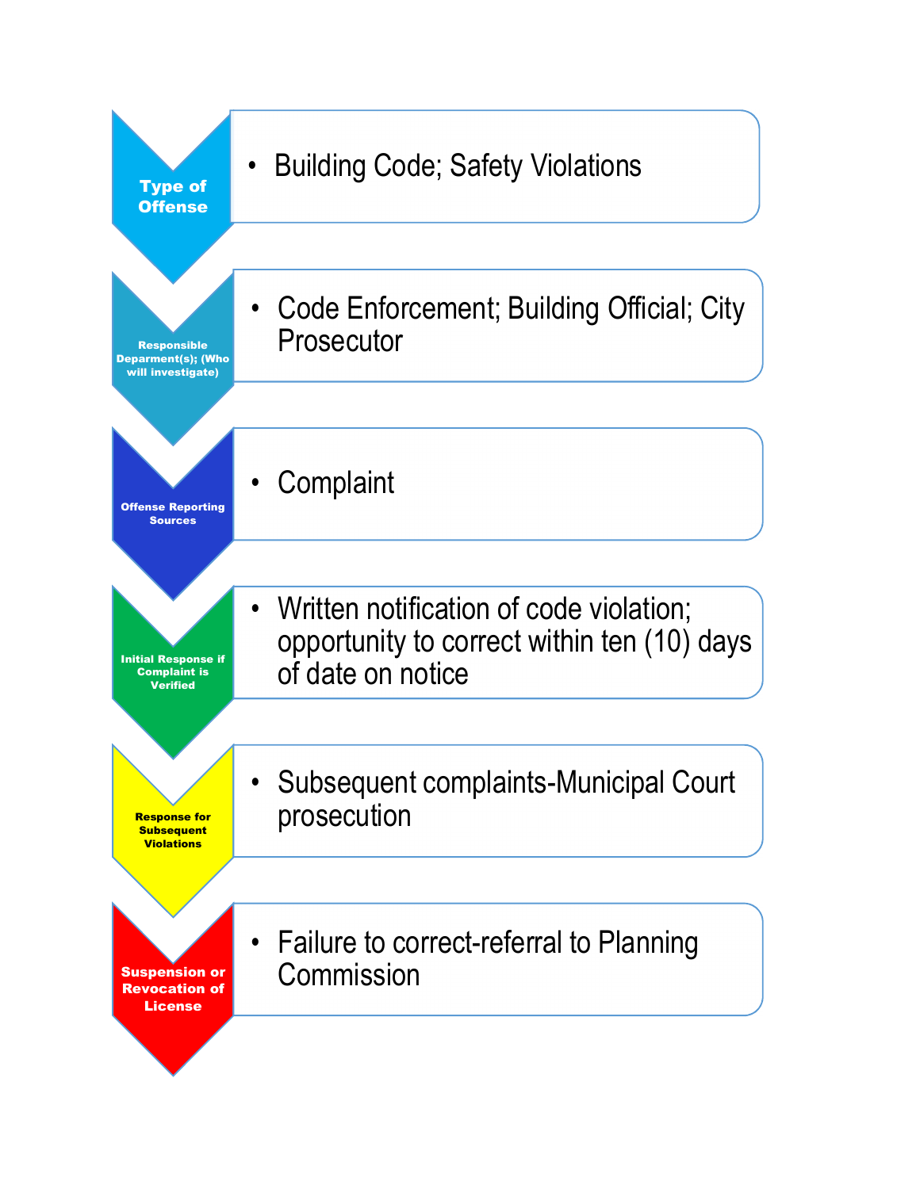**Type of Offense**

- Building Code; Safety Violations

**Responsible Deparment(s); (Who will investigate)**

- Code Enforcement; Building Official; City Prosecutor

**Offense Reporting Sources**

- Complaint

**Initial Response if Complaint is Verified**

- Written notification of code violation; opportunity to correct within ten (10) days of date on notice

**Response for Subsequent Violations**

- Subsequent complaints-Municipal Court prosecution

**Suspension or Revocation of License**

- Failure to correct-referral to Planning Commission